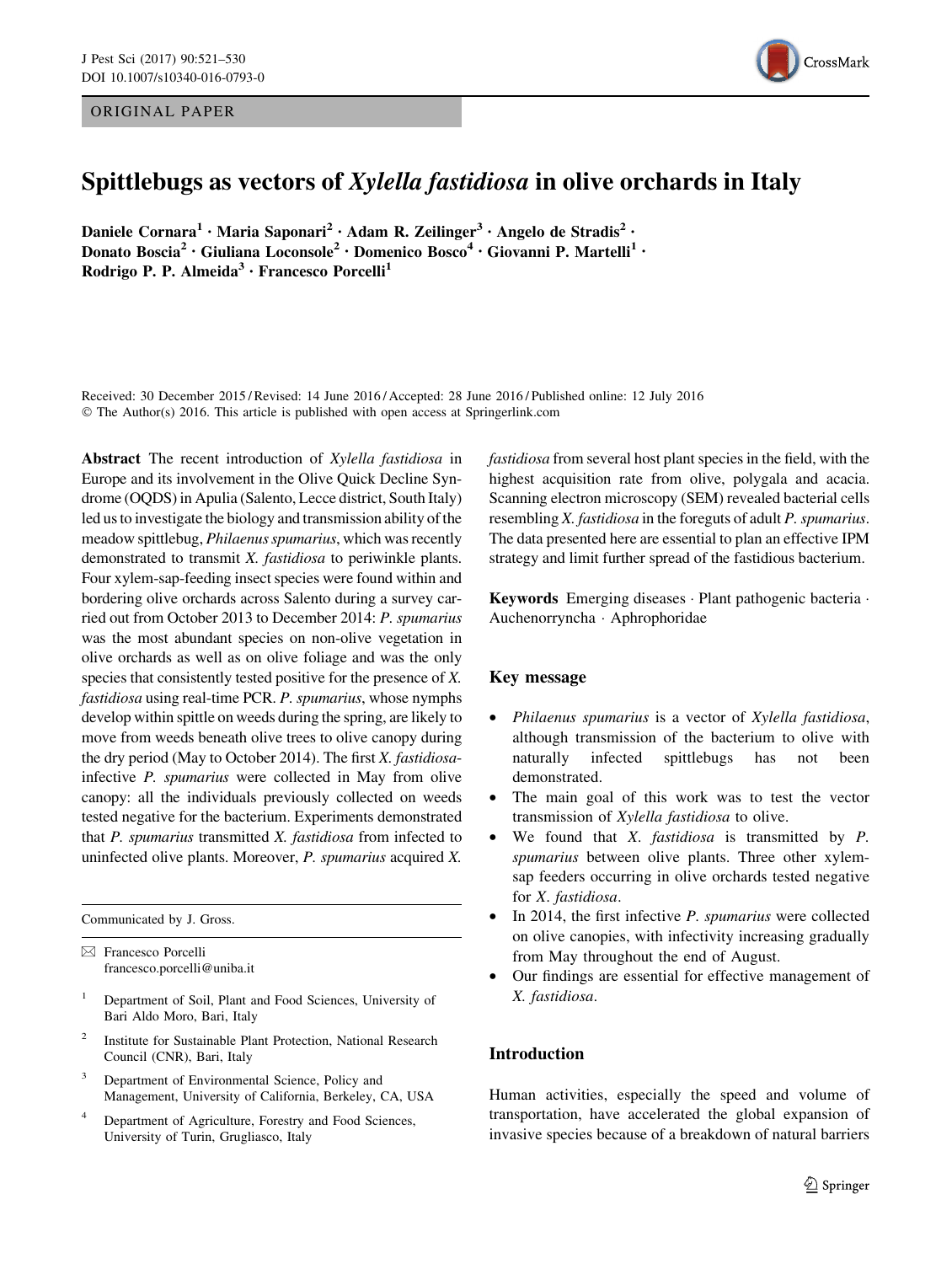ORIGINAL PAPER

# Spittlebugs as vectors of *Xylella fastidiosa* in olive orchards in Italy

Daniele Cornara[1] · Maria Saponari[2] · Adam R. Zeilinger[3] · Angelo de Stradis[2] · Donato Boscia[2] · Giuliana Loconsole[2] · Domenico Bosco[4] · Giovanni P. Martelli[1] · Rodrigo P. P. Almeida[3] · Francesco Porcelli[1]

Received: 30 December 2015 / Revised: 14 June 2016 / Accepted: 28 June 2016 / Published online: 12 July 2016
© The Author(s) 2016. This article is published with open access at Springerlink.com

**Abstract** The recent introduction of *Xylella fastidiosa* in Europe and its involvement in the Olive Quick Decline Syndrome (OQDS) in Apulia (Salento, Lecce district, South Italy) led us to investigate the biology and transmission ability of the meadow spittlebug, *Philaenus spumarius*, which was recently demonstrated to transmit *X. fastidiosa* to periwinkle plants. Four xylem-sap-feeding insect species were found within and bordering olive orchards across Salento during a survey carried out from October 2013 to December 2014: *P. spumarius* was the most abundant species on non-olive vegetation in olive orchards as well as on olive foliage and was the only species that consistently tested positive for the presence of *X. fastidiosa* using real-time PCR. *P. spumarius*, whose nymphs develop within spittle on weeds during the spring, are likely to move from weeds beneath olive trees to olive canopy during the dry period (May to October 2014). The first *X. fastidiosa*-infective *P. spumarius* were collected in May from olive canopy: all the individuals previously collected on weeds tested negative for the bacterium. Experiments demonstrated that *P. spumarius* transmitted *X. fastidiosa* from infected to uninfected olive plants. Moreover, *P. spumarius* acquired *X. fastidiosa* from several host plant species in the field, with the highest acquisition rate from olive, polygala and acacia. Scanning electron microscopy (SEM) revealed bacterial cells resembling *X. fastidiosa* in the foreguts of adult *P. spumarius*. The data presented here are essential to plan an effective IPM strategy and limit further spread of the fastidious bacterium.

**Keywords** Emerging diseases · Plant pathogenic bacteria · Auchenorryncha · Aphrophoridae

## Key message

- *Philaenus spumarius* is a vector of *Xylella fastidiosa*, although transmission of the bacterium to olive with naturally infected spittlebugs has not been demonstrated.
- The main goal of this work was to test the vector transmission of *Xylella fastidiosa* to olive.
- We found that *X. fastidiosa* is transmitted by *P. spumarius* between olive plants. Three other xylem-sap feeders occurring in olive orchards tested negative for *X. fastidiosa*.
- In 2014, the first infective *P. spumarius* were collected on olive canopies, with infectivity increasing gradually from May throughout the end of August.
- Our findings are essential for effective management of *X. fastidiosa*.

## Introduction

Human activities, especially the speed and volume of transportation, have accelerated the global expansion of invasive species because of a breakdown of natural barriers

---

Communicated by J. Gross.

✉ Francesco Porcelli
francesco.porcelli@uniba.it

[1] Department of Soil, Plant and Food Sciences, University of Bari Aldo Moro, Bari, Italy

[2] Institute for Sustainable Plant Protection, National Research Council (CNR), Bari, Italy

[3] Department of Environmental Science, Policy and Management, University of California, Berkeley, CA, USA

[4] Department of Agriculture, Forestry and Food Sciences, University of Turin, Grugliasco, Italy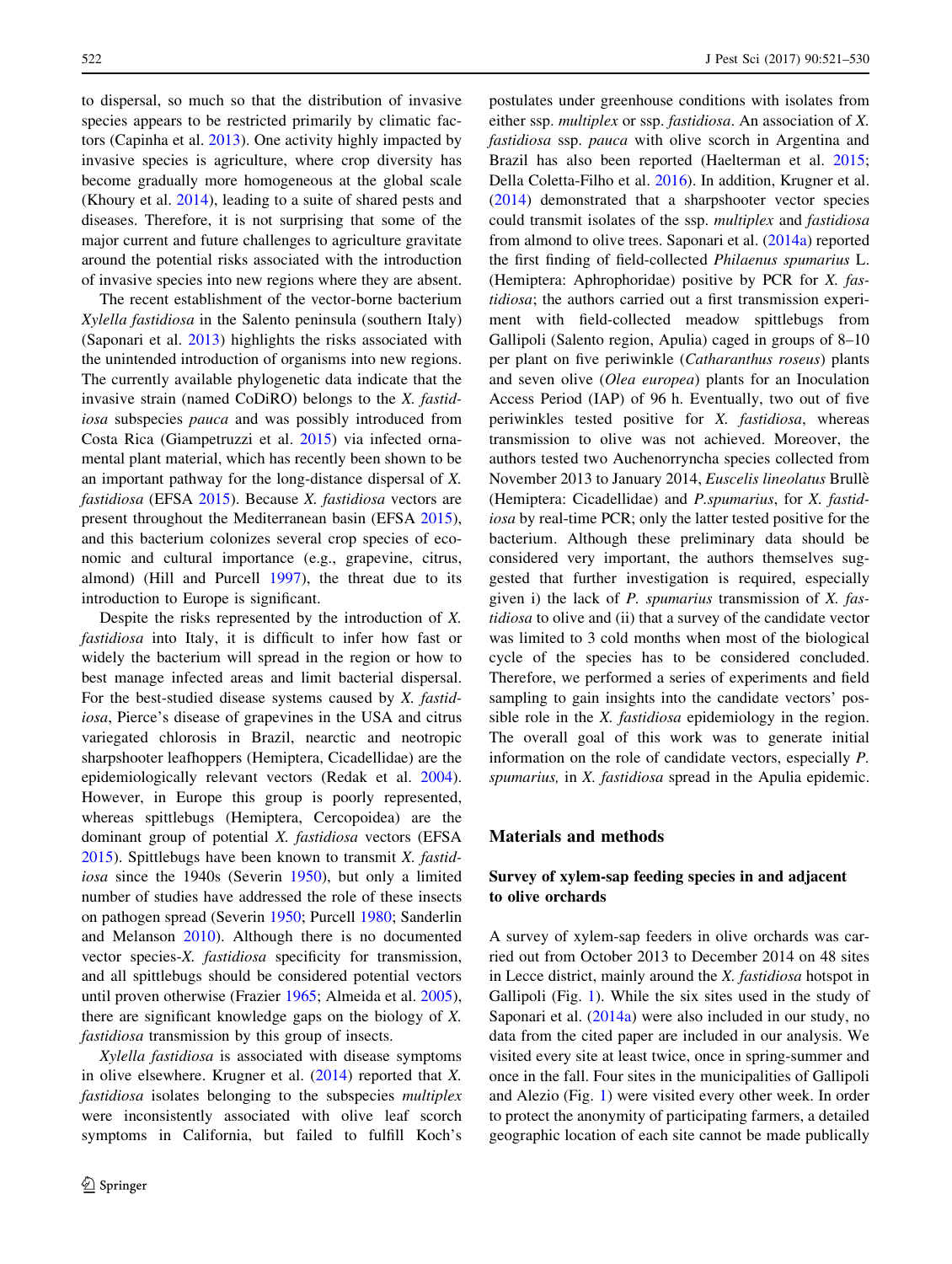to dispersal, so much so that the distribution of invasive species appears to be restricted primarily by climatic factors (Capinha et al. 2013). One activity highly impacted by invasive species is agriculture, where crop diversity has become gradually more homogeneous at the global scale (Khoury et al. 2014), leading to a suite of shared pests and diseases. Therefore, it is not surprising that some of the major current and future challenges to agriculture gravitate around the potential risks associated with the introduction of invasive species into new regions where they are absent.

The recent establishment of the vector-borne bacterium *Xylella fastidiosa* in the Salento peninsula (southern Italy) (Saponari et al. 2013) highlights the risks associated with the unintended introduction of organisms into new regions. The currently available phylogenetic data indicate that the invasive strain (named CoDiRO) belongs to the *X. fastidiosa* subspecies *pauca* and was possibly introduced from Costa Rica (Giampetruzzi et al. 2015) via infected ornamental plant material, which has recently been shown to be an important pathway for the long-distance dispersal of *X. fastidiosa* (EFSA 2015). Because *X. fastidiosa* vectors are present throughout the Mediterranean basin (EFSA 2015), and this bacterium colonizes several crop species of economic and cultural importance (e.g., grapevine, citrus, almond) (Hill and Purcell 1997), the threat due to its introduction to Europe is significant.

Despite the risks represented by the introduction of *X. fastidiosa* into Italy, it is difficult to infer how fast or widely the bacterium will spread in the region or how to best manage infected areas and limit bacterial dispersal. For the best-studied disease systems caused by *X. fastidiosa*, Pierce's disease of grapevines in the USA and citrus variegated chlorosis in Brazil, nearctic and neotropic sharpshooter leafhoppers (Hemiptera, Cicadellidae) are the epidemiologically relevant vectors (Redak et al. 2004). However, in Europe this group is poorly represented, whereas spittlebugs (Hemiptera, Cercopoidea) are the dominant group of potential *X. fastidiosa* vectors (EFSA 2015). Spittlebugs have been known to transmit *X. fastidiosa* since the 1940s (Severin 1950), but only a limited number of studies have addressed the role of these insects on pathogen spread (Severin 1950; Purcell 1980; Sanderlin and Melanson 2010). Although there is no documented vector species-*X. fastidiosa* specificity for transmission, and all spittlebugs should be considered potential vectors until proven otherwise (Frazier 1965; Almeida et al. 2005), there are significant knowledge gaps on the biology of *X. fastidiosa* transmission by this group of insects.

*Xylella fastidiosa* is associated with disease symptoms in olive elsewhere. Krugner et al. (2014) reported that *X. fastidiosa* isolates belonging to the subspecies *multiplex* were inconsistently associated with olive leaf scorch symptoms in California, but failed to fulfill Koch's postulates under greenhouse conditions with isolates from either ssp. *multiplex* or ssp. *fastidiosa*. An association of *X. fastidiosa* ssp. *pauca* with olive scorch in Argentina and Brazil has also been reported (Haelterman et al. 2015; Della Coletta-Filho et al. 2016). In addition, Krugner et al. (2014) demonstrated that a sharpshooter vector species could transmit isolates of the ssp. *multiplex* and *fastidiosa* from almond to olive trees. Saponari et al. (2014a) reported the first finding of field-collected *Philaenus spumarius* L. (Hemiptera: Aphrophoridae) positive by PCR for *X. fastidiosa*; the authors carried out a first transmission experiment with field-collected meadow spittlebugs from Gallipoli (Salento region, Apulia) caged in groups of 8–10 per plant on five periwinkle (*Catharanthus roseus*) plants and seven olive (*Olea europea*) plants for an Inoculation Access Period (IAP) of 96 h. Eventually, two out of five periwinkles tested positive for *X. fastidiosa*, whereas transmission to olive was not achieved. Moreover, the authors tested two Auchenorryncha species collected from November 2013 to January 2014, *Euscelis lineolatus* Brullè (Hemiptera: Cicadellidae) and *P.spumarius*, for *X. fastidiosa* by real-time PCR; only the latter tested positive for the bacterium. Although these preliminary data should be considered very important, the authors themselves suggested that further investigation is required, especially given i) the lack of *P. spumarius* transmission of *X. fastidiosa* to olive and (ii) that a survey of the candidate vector was limited to 3 cold months when most of the biological cycle of the species has to be considered concluded. Therefore, we performed a series of experiments and field sampling to gain insights into the candidate vectors' possible role in the *X. fastidiosa* epidemiology in the region. The overall goal of this work was to generate initial information on the role of candidate vectors, especially *P. spumarius,* in *X. fastidiosa* spread in the Apulia epidemic.

## Materials and methods

### Survey of xylem-sap feeding species in and adjacent to olive orchards

A survey of xylem-sap feeders in olive orchards was carried out from October 2013 to December 2014 on 48 sites in Lecce district, mainly around the *X. fastidiosa* hotspot in Gallipoli (Fig. 1). While the six sites used in the study of Saponari et al. (2014a) were also included in our study, no data from the cited paper are included in our analysis. We visited every site at least twice, once in spring-summer and once in the fall. Four sites in the municipalities of Gallipoli and Alezio (Fig. 1) were visited every other week. In order to protect the anonymity of participating farmers, a detailed geographic location of each site cannot be made publically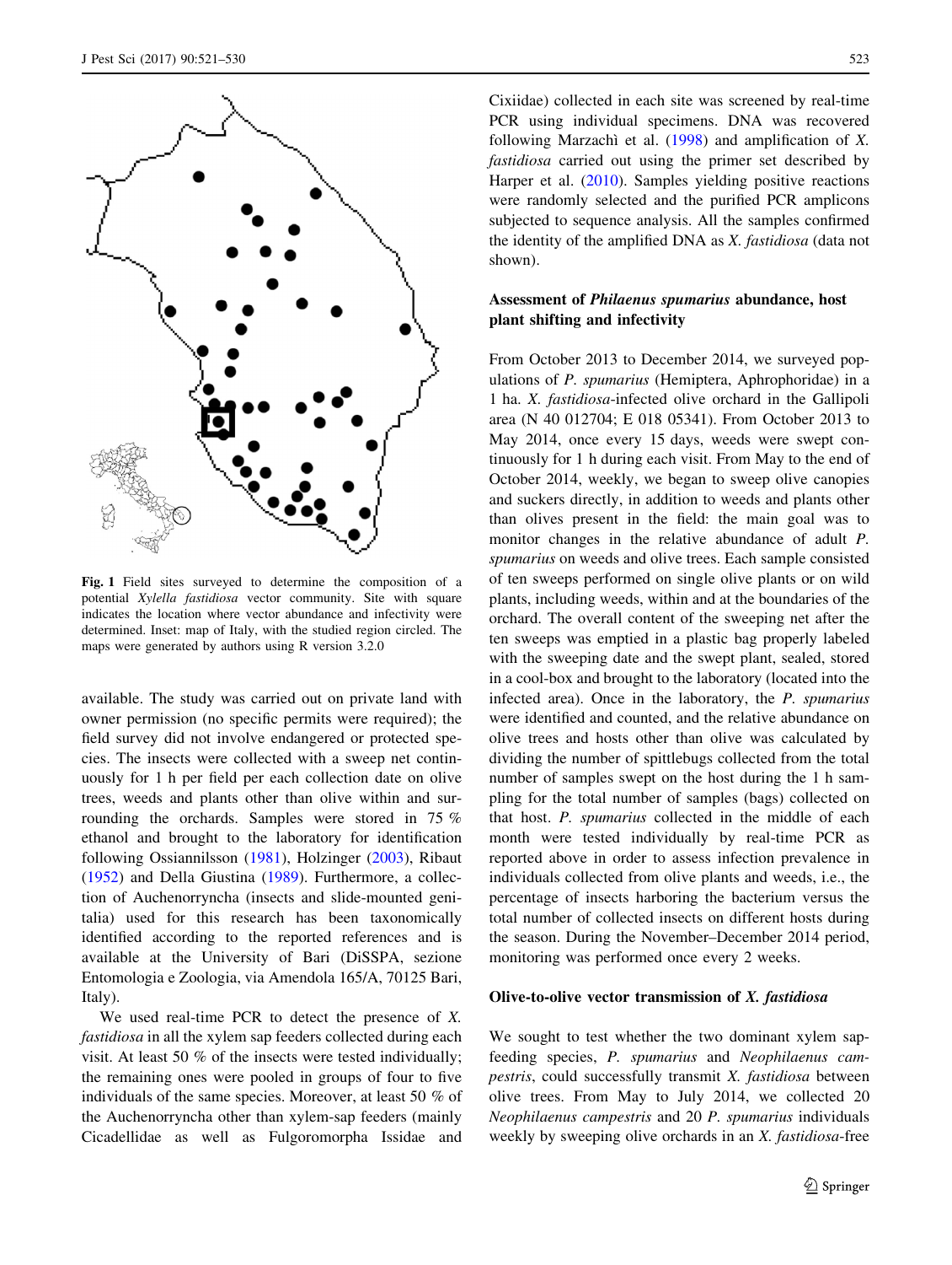**Fig. 1** Field sites surveyed to determine the composition of a potential *Xylella fastidiosa* vector community. Site with square indicates the location where vector abundance and infectivity were determined. Inset: map of Italy, with the studied region circled. The maps were generated by authors using R version 3.2.0

available. The study was carried out on private land with owner permission (no specific permits were required); the field survey did not involve endangered or protected species. The insects were collected with a sweep net continuously for 1 h per field per each collection date on olive trees, weeds and plants other than olive within and surrounding the orchards. Samples were stored in 75 % ethanol and brought to the laboratory for identification following Ossiannilsson (1981), Holzinger (2003), Ribaut (1952) and Della Giustina (1989). Furthermore, a collection of Auchenorryncha (insects and slide-mounted genitalia) used for this research has been taxonomically identified according to the reported references and is available at the University of Bari (DiSSPA, sezione Entomologia e Zoologia, via Amendola 165/A, 70125 Bari, Italy).

We used real-time PCR to detect the presence of *X. fastidiosa* in all the xylem sap feeders collected during each visit. At least 50 % of the insects were tested individually; the remaining ones were pooled in groups of four to five individuals of the same species. Moreover, at least 50 % of the Auchenorryncha other than xylem-sap feeders (mainly Cicadellidae as well as Fulgoromorpha Issidae and Cixiidae) collected in each site was screened by real-time PCR using individual specimens. DNA was recovered following Marzachì et al. (1998) and amplification of *X. fastidiosa* carried out using the primer set described by Harper et al. (2010). Samples yielding positive reactions were randomly selected and the purified PCR amplicons subjected to sequence analysis. All the samples confirmed the identity of the amplified DNA as *X. fastidiosa* (data not shown).

### Assessment of *Philaenus spumarius* abundance, host plant shifting and infectivity

From October 2013 to December 2014, we surveyed populations of *P. spumarius* (Hemiptera, Aphrophoridae) in a 1 ha. *X. fastidiosa*-infected olive orchard in the Gallipoli area (N 40 012704; E 018 05341). From October 2013 to May 2014, once every 15 days, weeds were swept continuously for 1 h during each visit. From May to the end of October 2014, weekly, we began to sweep olive canopies and suckers directly, in addition to weeds and plants other than olives present in the field: the main goal was to monitor changes in the relative abundance of adult *P. spumarius* on weeds and olive trees. Each sample consisted of ten sweeps performed on single olive plants or on wild plants, including weeds, within and at the boundaries of the orchard. The overall content of the sweeping net after the ten sweeps was emptied in a plastic bag properly labeled with the sweeping date and the swept plant, sealed, stored in a cool-box and brought to the laboratory (located into the infected area). Once in the laboratory, the *P. spumarius* were identified and counted, and the relative abundance on olive trees and hosts other than olive was calculated by dividing the number of spittlebugs collected from the total number of samples swept on the host during the 1 h sampling for the total number of samples (bags) collected on that host. *P. spumarius* collected in the middle of each month were tested individually by real-time PCR as reported above in order to assess infection prevalence in individuals collected from olive plants and weeds, i.e., the percentage of insects harboring the bacterium versus the total number of collected insects on different hosts during the season. During the November–December 2014 period, monitoring was performed once every 2 weeks.

### Olive-to-olive vector transmission of *X. fastidiosa*

We sought to test whether the two dominant xylem sap-feeding species, *P. spumarius* and *Neophilaenus campestris*, could successfully transmit *X. fastidiosa* between olive trees. From May to July 2014, we collected 20 *Neophilaenus campestris* and 20 *P. spumarius* individuals weekly by sweeping olive orchards in an *X. fastidiosa*-free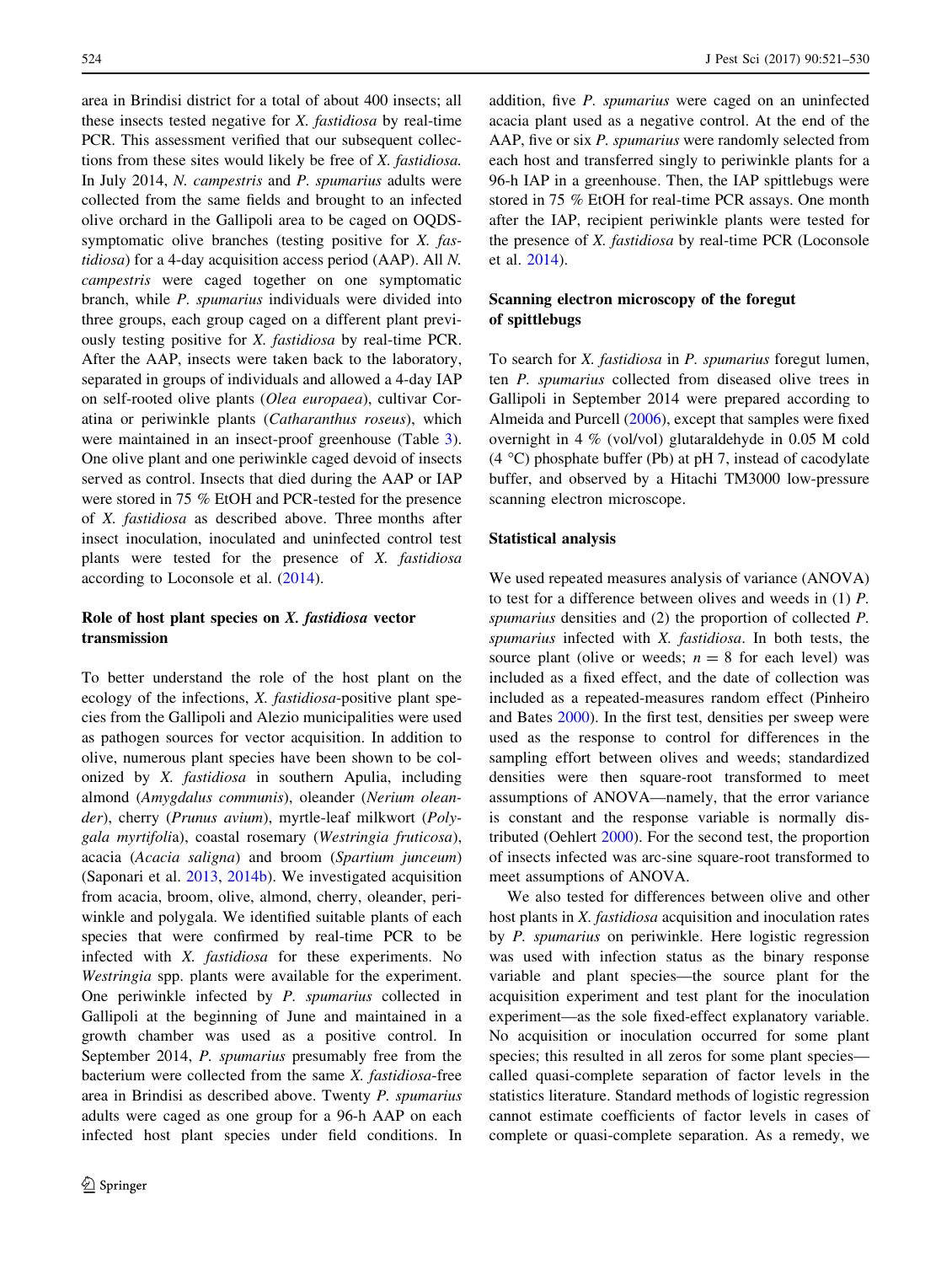area in Brindisi district for a total of about 400 insects; all these insects tested negative for *X. fastidiosa* by real-time PCR. This assessment verified that our subsequent collections from these sites would likely be free of *X. fastidiosa.* In July 2014, *N. campestris* and *P. spumarius* adults were collected from the same fields and brought to an infected olive orchard in the Gallipoli area to be caged on OQDS-symptomatic olive branches (testing positive for *X. fastidiosa*) for a 4-day acquisition access period (AAP). All *N. campestris* were caged together on one symptomatic branch, while *P. spumarius* individuals were divided into three groups, each group caged on a different plant previously testing positive for *X. fastidiosa* by real-time PCR. After the AAP, insects were taken back to the laboratory, separated in groups of individuals and allowed a 4-day IAP on self-rooted olive plants (*Olea europaea*), cultivar Coratina or periwinkle plants (*Catharanthus roseus*), which were maintained in an insect-proof greenhouse (Table 3). One olive plant and one periwinkle caged devoid of insects served as control. Insects that died during the AAP or IAP were stored in 75 % EtOH and PCR-tested for the presence of *X. fastidiosa* as described above. Three months after insect inoculation, inoculated and uninfected control test plants were tested for the presence of *X. fastidiosa* according to Loconsole et al. (2014).

### Role of host plant species on *X. fastidiosa* vector transmission

To better understand the role of the host plant on the ecology of the infections, *X. fastidiosa*-positive plant species from the Gallipoli and Alezio municipalities were used as pathogen sources for vector acquisition. In addition to olive, numerous plant species have been shown to be colonized by *X. fastidiosa* in southern Apulia, including almond (*Amygdalus communis*), oleander (*Nerium oleander*), cherry (*Prunus avium*), myrtle-leaf milkwort (*Polygala myrtifolia*), coastal rosemary (*Westringia fruticosa*), acacia (*Acacia saligna*) and broom (*Spartium junceum*) (Saponari et al. 2013, 2014b). We investigated acquisition from acacia, broom, olive, almond, cherry, oleander, periwinkle and polygala. We identified suitable plants of each species that were confirmed by real-time PCR to be infected with *X. fastidiosa* for these experiments. No *Westringia* spp. plants were available for the experiment. One periwinkle infected by *P. spumarius* collected in Gallipoli at the beginning of June and maintained in a growth chamber was used as a positive control. In September 2014, *P. spumarius* presumably free from the bacterium were collected from the same *X. fastidiosa*-free area in Brindisi as described above. Twenty *P. spumarius* adults were caged as one group for a 96-h AAP on each infected host plant species under field conditions. In addition, five *P. spumarius* were caged on an uninfected acacia plant used as a negative control. At the end of the AAP, five or six *P. spumarius* were randomly selected from each host and transferred singly to periwinkle plants for a 96-h IAP in a greenhouse. Then, the IAP spittlebugs were stored in 75 % EtOH for real-time PCR assays. One month after the IAP, recipient periwinkle plants were tested for the presence of *X. fastidiosa* by real-time PCR (Loconsole et al. 2014).

### Scanning electron microscopy of the foregut of spittlebugs

To search for *X. fastidiosa* in *P. spumarius* foregut lumen, ten *P. spumarius* collected from diseased olive trees in Gallipoli in September 2014 were prepared according to Almeida and Purcell (2006), except that samples were fixed overnight in 4 % (vol/vol) glutaraldehyde in 0.05 M cold (4 °C) phosphate buffer (Pb) at pH 7, instead of cacodylate buffer, and observed by a Hitachi TM3000 low-pressure scanning electron microscope.

### Statistical analysis

We used repeated measures analysis of variance (ANOVA) to test for a difference between olives and weeds in (1) *P. spumarius* densities and (2) the proportion of collected *P. spumarius* infected with *X. fastidiosa*. In both tests, the source plant (olive or weeds; $n = 8$ for each level) was included as a fixed effect, and the date of collection was included as a repeated-measures random effect (Pinheiro and Bates 2000). In the first test, densities per sweep were used as the response to control for differences in the sampling effort between olives and weeds; standardized densities were then square-root transformed to meet assumptions of ANOVA—namely, that the error variance is constant and the response variable is normally distributed (Oehlert 2000). For the second test, the proportion of insects infected was arc-sine square-root transformed to meet assumptions of ANOVA.

We also tested for differences between olive and other host plants in *X. fastidiosa* acquisition and inoculation rates by *P. spumarius* on periwinkle. Here logistic regression was used with infection status as the binary response variable and plant species—the source plant for the acquisition experiment and test plant for the inoculation experiment—as the sole fixed-effect explanatory variable. No acquisition or inoculation occurred for some plant species; this resulted in all zeros for some plant species—called quasi-complete separation of factor levels in the statistics literature. Standard methods of logistic regression cannot estimate coefficients of factor levels in cases of complete or quasi-complete separation. As a remedy, we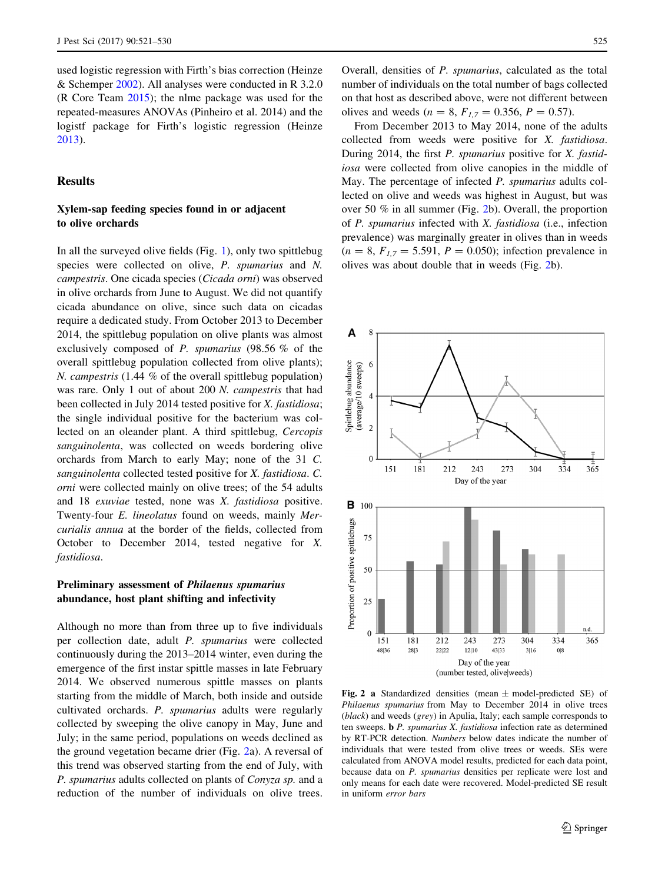used logistic regression with Firth's bias correction (Heinze & Schemper 2002). All analyses were conducted in R 3.2.0 (R Core Team 2015); the nlme package was used for the repeated-measures ANOVAs (Pinheiro et al. 2014) and the logistf package for Firth's logistic regression (Heinze 2013).

## Results

### Xylem-sap feeding species found in or adjacent to olive orchards

In all the surveyed olive fields (Fig. 1), only two spittlebug species were collected on olive, *P. spumarius* and *N. campestris*. One cicada species (*Cicada orni*) was observed in olive orchards from June to August. We did not quantify cicada abundance on olive, since such data on cicadas require a dedicated study. From October 2013 to December 2014, the spittlebug population on olive plants was almost exclusively composed of *P. spumarius* (98.56 % of the overall spittlebug population collected from olive plants); *N. campestris* (1.44 % of the overall spittlebug population) was rare. Only 1 out of about 200 *N. campestris* that had been collected in July 2014 tested positive for *X. fastidiosa*; the single individual positive for the bacterium was collected on an oleander plant. A third spittlebug, *Cercopis sanguinolenta*, was collected on weeds bordering olive orchards from March to early May; none of the 31 *C. sanguinolenta* collected tested positive for *X. fastidiosa*. *C. orni* were collected mainly on olive trees; of the 54 adults and 18 *exuviae* tested, none was *X. fastidiosa* positive. Twenty-four *E. lineolatus* found on weeds, mainly *Mercurialis annua* at the border of the fields, collected from October to December 2014, tested negative for *X. fastidiosa*.

### Preliminary assessment of *Philaenus spumarius* abundance, host plant shifting and infectivity

Although no more than from three up to five individuals per collection date, adult *P. spumarius* were collected continuously during the 2013–2014 winter, even during the emergence of the first instar spittle masses in late February 2014. We observed numerous spittle masses on plants starting from the middle of March, both inside and outside cultivated orchards. *P. spumarius* adults were regularly collected by sweeping the olive canopy in May, June and July; in the same period, populations on weeds declined as the ground vegetation became drier (Fig. 2a). A reversal of this trend was observed starting from the end of July, with *P. spumarius* adults collected on plants of *Conyza sp.* and a reduction of the number of individuals on olive trees. Overall, densities of *P. spumarius*, calculated as the total number of individuals on the total number of bags collected on that host as described above, were not different between olives and weeds ($n = 8$, $F_{1,7} = 0.356$, $P = 0.57$).

From December 2013 to May 2014, none of the adults collected from weeds were positive for *X. fastidiosa*. During 2014, the first *P. spumarius* positive for *X. fastidiosa* were collected from olive canopies in the middle of May. The percentage of infected *P. spumarius* adults collected on olive and weeds was highest in August, but was over 50 % in all summer (Fig. 2b). Overall, the proportion of *P. spumarius* infected with *X. fastidiosa* (i.e., infection prevalence) was marginally greater in olives than in weeds ($n = 8$, $F_{1,7} = 5.591$, $P = 0.050$); infection prevalence in olives was about double that in weeds (Fig. 2b).

**Fig. 2** **a** Standardized densities (mean ± model-predicted SE) of *Philaenus spumarius* from May to December 2014 in olive trees (*black*) and weeds (*grey*) in Apulia, Italy; each sample corresponds to ten sweeps. **b** *P. spumarius X. fastidiosa* infection rate as determined by RT-PCR detection. *Numbers* below dates indicate the number of individuals that were tested from olive trees or weeds. SEs were calculated from ANOVA model results, predicted for each data point, because data on *P. spumarius* densities per replicate were lost and only means for each date were recovered. Model-predicted SE result in uniform *error bars*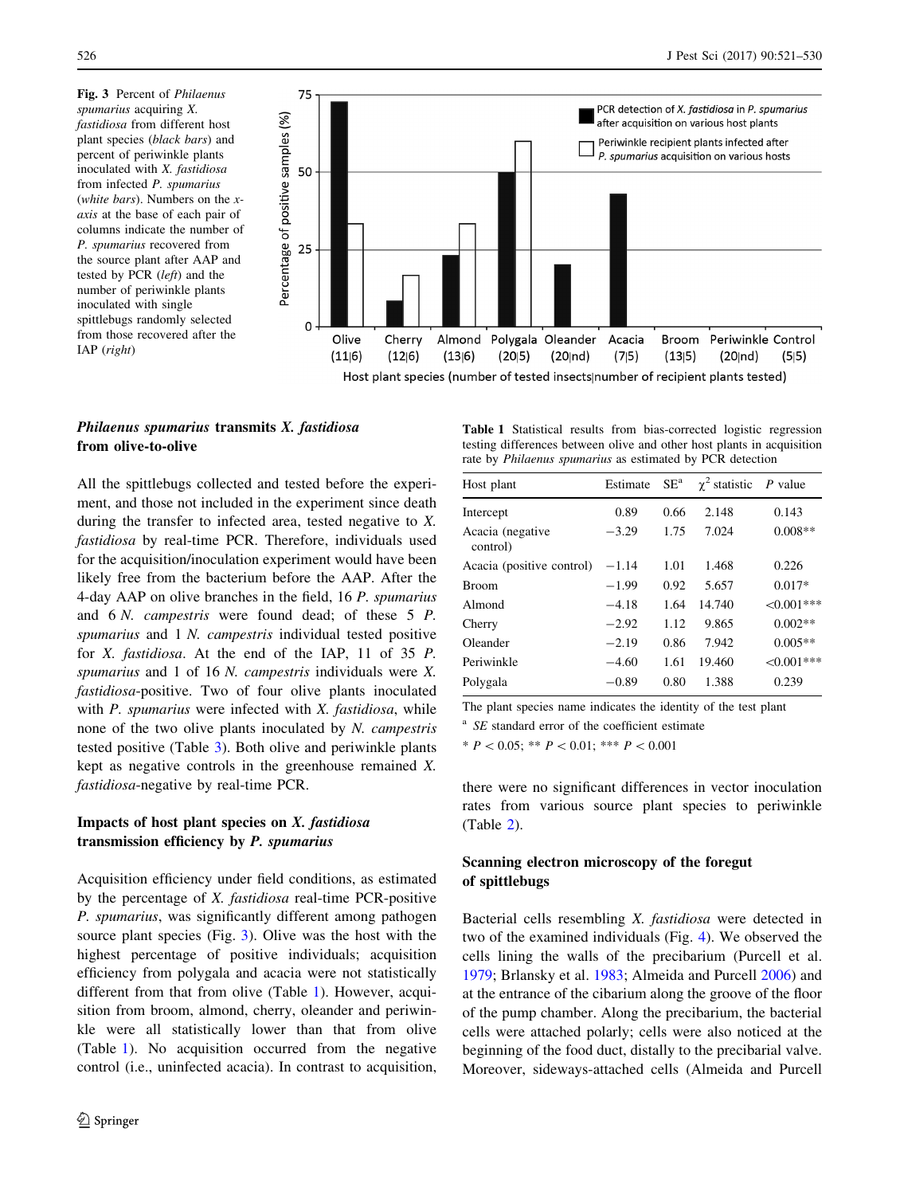**Fig. 3** Percent of *Philaenus spumarius* acquiring *X. fastidiosa* from different host plant species (*black bars*) and percent of periwinkle plants inoculated with *X. fastidiosa* from infected *P. spumarius* (*white bars*). Numbers on the *x*-*axis* at the base of each pair of columns indicate the number of *P. spumarius* recovered from the source plant after AAP and tested by PCR (*left*) and the number of periwinkle plants inoculated with single spittlebugs randomly selected from those recovered after the IAP (*right*)

### *Philaenus spumarius* transmits *X. fastidiosa* from olive-to-olive

All the spittlebugs collected and tested before the experiment, and those not included in the experiment since death during the transfer to infected area, tested negative to *X. fastidiosa* by real-time PCR. Therefore, individuals used for the acquisition/inoculation experiment would have been likely free from the bacterium before the AAP. After the 4-day AAP on olive branches in the field, 16 *P. spumarius* and 6 *N. campestris* were found dead; of these 5 *P. spumarius* and 1 *N. campestris* individual tested positive for *X. fastidiosa*. At the end of the IAP, 11 of 35 *P. spumarius* and 1 of 16 *N. campestris* individuals were *X. fastidiosa*-positive. Two of four olive plants inoculated with *P. spumarius* were infected with *X. fastidiosa*, while none of the two olive plants inoculated by *N. campestris* tested positive (Table 3). Both olive and periwinkle plants kept as negative controls in the greenhouse remained *X. fastidiosa*-negative by real-time PCR.

### Impacts of host plant species on *X. fastidiosa* transmission efficiency by *P. spumarius*

Acquisition efficiency under field conditions, as estimated by the percentage of *X. fastidiosa* real-time PCR-positive *P. spumarius*, was significantly different among pathogen source plant species (Fig. 3). Olive was the host with the highest percentage of positive individuals; acquisition efficiency from polygala and acacia were not statistically different from that from olive (Table 1). However, acquisition from broom, almond, cherry, oleander and periwinkle were all statistically lower than that from olive (Table 1). No acquisition occurred from the negative control (i.e., uninfected acacia). In contrast to acquisition, there were no significant differences in vector inoculation rates from various source plant species to periwinkle (Table 2).

**Table 1** Statistical results from bias-corrected logistic regression testing differences between olive and other host plants in acquisition rate by *Philaenus spumarius* as estimated by PCR detection

| Host plant | Estimate | SE[a] | $\chi^2$ statistic | *P* value |
|---|---|---|---|---|
| Intercept | 0.89 | 0.66 | 2.148 | 0.143 |
| Acacia (negative control) | −3.29 | 1.75 | 7.024 | 0.008** |
| Acacia (positive control) | −1.14 | 1.01 | 1.468 | 0.226 |
| Broom | −1.99 | 0.92 | 5.657 | 0.017* |
| Almond | −4.18 | 1.64 | 14.740 | <0.001*** |
| Cherry | −2.92 | 1.12 | 9.865 | 0.002** |
| Oleander | −2.19 | 0.86 | 7.942 | 0.005** |
| Periwinkle | −4.60 | 1.61 | 19.460 | <0.001*** |
| Polygala | −0.89 | 0.80 | 1.388 | 0.239 |

The plant species name indicates the identity of the test plant

[a] *SE* standard error of the coefficient estimate

* $P < 0.05$; ** $P < 0.01$; *** $P < 0.001$

### Scanning electron microscopy of the foregut of spittlebugs

Bacterial cells resembling *X. fastidiosa* were detected in two of the examined individuals (Fig. 4). We observed the cells lining the walls of the precibarium (Purcell et al. 1979; Brlansky et al. 1983; Almeida and Purcell 2006) and at the entrance of the cibarium along the groove of the floor of the pump chamber. Along the precibarium, the bacterial cells were attached polarly; cells were also noticed at the beginning of the food duct, distally to the precibarial valve. Moreover, sideways-attached cells (Almeida and Purcell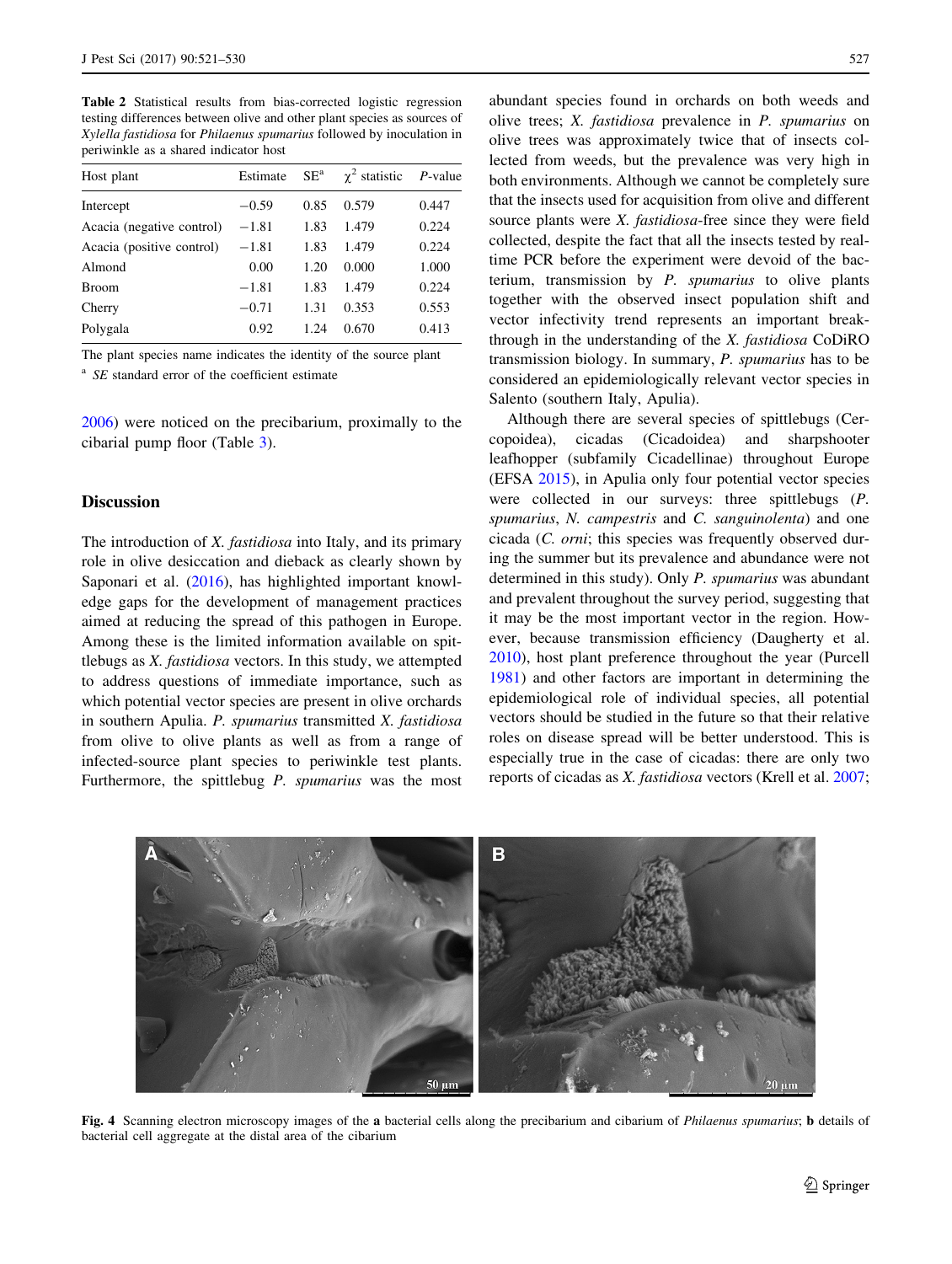**Table 2** Statistical results from bias-corrected logistic regression testing differences between olive and other plant species as sources of *Xylella fastidiosa* for *Philaenus spumarius* followed by inoculation in periwinkle as a shared indicator host

| Host plant | Estimate | SE[a] | $\chi^2$ statistic | *P*-value |
|---|---|---|---|---|
| Intercept | −0.59 | 0.85 | 0.579 | 0.447 |
| Acacia (negative control) | −1.81 | 1.83 | 1.479 | 0.224 |
| Acacia (positive control) | −1.81 | 1.83 | 1.479 | 0.224 |
| Almond | 0.00 | 1.20 | 0.000 | 1.000 |
| Broom | −1.81 | 1.83 | 1.479 | 0.224 |
| Cherry | −0.71 | 1.31 | 0.353 | 0.553 |
| Polygala | 0.92 | 1.24 | 0.670 | 0.413 |

The plant species name indicates the identity of the source plant

[a] *SE* standard error of the coefficient estimate

2006) were noticed on the precibarium, proximally to the cibarial pump floor (Table 3).

## Discussion

The introduction of *X. fastidiosa* into Italy, and its primary role in olive desiccation and dieback as clearly shown by Saponari et al. (2016), has highlighted important knowledge gaps for the development of management practices aimed at reducing the spread of this pathogen in Europe. Among these is the limited information available on spittlebugs as *X. fastidiosa* vectors. In this study, we attempted to address questions of immediate importance, such as which potential vector species are present in olive orchards in southern Apulia. *P. spumarius* transmitted *X. fastidiosa* from olive to olive plants as well as from a range of infected-source plant species to periwinkle test plants. Furthermore, the spittlebug *P. spumarius* was the most abundant species found in orchards on both weeds and olive trees; *X. fastidiosa* prevalence in *P. spumarius* on olive trees was approximately twice that of insects collected from weeds, but the prevalence was very high in both environments. Although we cannot be completely sure that the insects used for acquisition from olive and different source plants were *X. fastidiosa*-free since they were field collected, despite the fact that all the insects tested by real-time PCR before the experiment were devoid of the bacterium, transmission by *P. spumarius* to olive plants together with the observed insect population shift and vector infectivity trend represents an important breakthrough in the understanding of the *X. fastidiosa* CoDiRO transmission biology. In summary, *P. spumarius* has to be considered an epidemiologically relevant vector species in Salento (southern Italy, Apulia).

Although there are several species of spittlebugs (Cercopoidea), cicadas (Cicadoidea) and sharpshooter leafhopper (subfamily Cicadellinae) throughout Europe (EFSA 2015), in Apulia only four potential vector species were collected in our surveys: three spittlebugs (*P. spumarius*, *N. campestris* and *C. sanguinolenta*) and one cicada (*C. orni*; this species was frequently observed during the summer but its prevalence and abundance were not determined in this study). Only *P. spumarius* was abundant and prevalent throughout the survey period, suggesting that it may be the most important vector in the region. However, because transmission efficiency (Daugherty et al. 2010), host plant preference throughout the year (Purcell 1981) and other factors are important in determining the epidemiological role of individual species, all potential vectors should be studied in the future so that their relative roles on disease spread will be better understood. This is especially true in the case of cicadas: there are only two reports of cicadas as *X. fastidiosa* vectors (Krell et al. 2007;

**Fig. 4** Scanning electron microscopy images of the **a** bacterial cells along the precibarium and cibarium of *Philaenus spumarius*; **b** details of bacterial cell aggregate at the distal area of the cibarium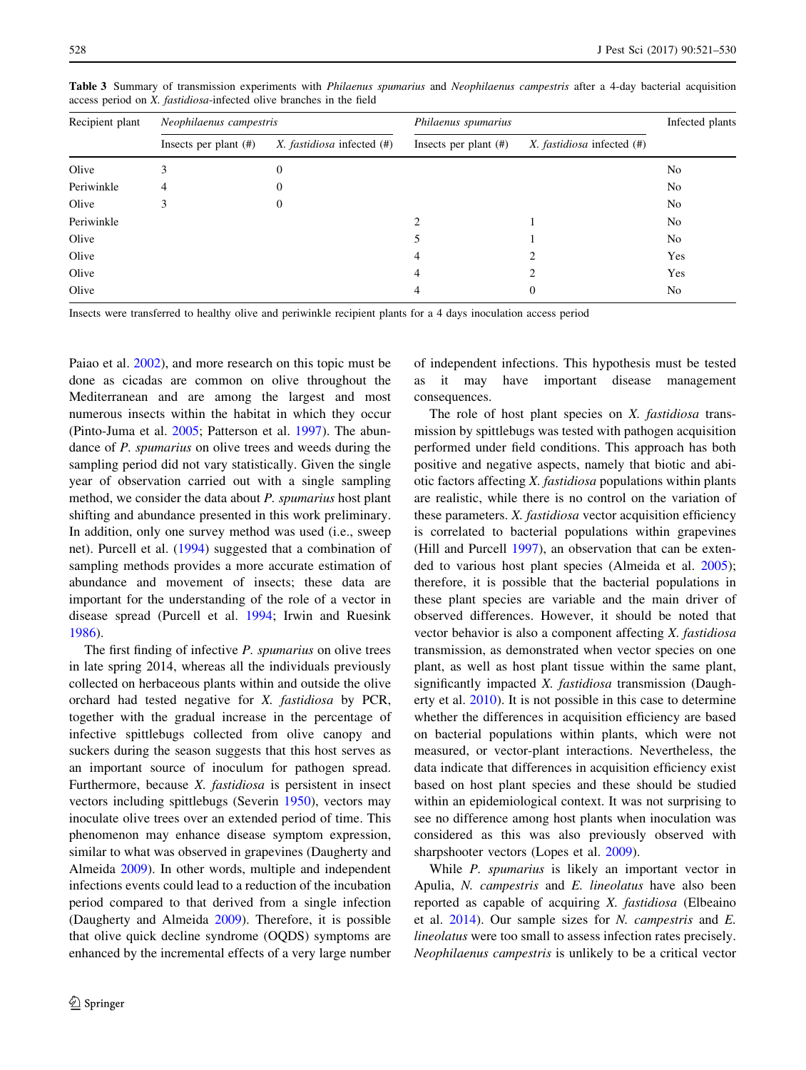**Table 3** Summary of transmission experiments with *Philaenus spumarius* and *Neophilaenus campestris* after a 4-day bacterial acquisition access period on *X. fastidiosa*-infected olive branches in the field

| Recipient plant | *Neophilaenus campestris* | | *Philaenus spumarius* | | Infected plants |
|---|---|---|---|---|---|
| | Insects per plant (#) | *X. fastidiosa* infected (#) | Insects per plant (#) | *X. fastidiosa* infected (#) | |
| Olive | 3 | 0 | | | No |
| Periwinkle | 4 | 0 | | | No |
| Olive | 3 | 0 | | | No |
| Periwinkle | | | 2 | 1 | No |
| Olive | | | 5 | 1 | No |
| Olive | | | 4 | 2 | Yes |
| Olive | | | 4 | 2 | Yes |
| Olive | | | 4 | 0 | No |

Insects were transferred to healthy olive and periwinkle recipient plants for a 4 days inoculation access period

Paiao et al. 2002), and more research on this topic must be done as cicadas are common on olive throughout the Mediterranean and are among the largest and most numerous insects within the habitat in which they occur (Pinto-Juma et al. 2005; Patterson et al. 1997). The abundance of *P. spumarius* on olive trees and weeds during the sampling period did not vary statistically. Given the single year of observation carried out with a single sampling method, we consider the data about *P. spumarius* host plant shifting and abundance presented in this work preliminary. In addition, only one survey method was used (i.e., sweep net). Purcell et al. (1994) suggested that a combination of sampling methods provides a more accurate estimation of abundance and movement of insects; these data are important for the understanding of the role of a vector in disease spread (Purcell et al. 1994; Irwin and Ruesink 1986).

The first finding of infective *P. spumarius* on olive trees in late spring 2014, whereas all the individuals previously collected on herbaceous plants within and outside the olive orchard had tested negative for *X. fastidiosa* by PCR, together with the gradual increase in the percentage of infective spittlebugs collected from olive canopy and suckers during the season suggests that this host serves as an important source of inoculum for pathogen spread. Furthermore, because *X. fastidiosa* is persistent in insect vectors including spittlebugs (Severin 1950), vectors may inoculate olive trees over an extended period of time. This phenomenon may enhance disease symptom expression, similar to what was observed in grapevines (Daugherty and Almeida 2009). In other words, multiple and independent infections events could lead to a reduction of the incubation period compared to that derived from a single infection (Daugherty and Almeida 2009). Therefore, it is possible that olive quick decline syndrome (OQDS) symptoms are enhanced by the incremental effects of a very large number of independent infections. This hypothesis must be tested as it may have important disease management consequences.

The role of host plant species on *X. fastidiosa* transmission by spittlebugs was tested with pathogen acquisition performed under field conditions. This approach has both positive and negative aspects, namely that biotic and abiotic factors affecting *X. fastidiosa* populations within plants are realistic, while there is no control on the variation of these parameters. *X. fastidiosa* vector acquisition efficiency is correlated to bacterial populations within grapevines (Hill and Purcell 1997), an observation that can be extended to various host plant species (Almeida et al. 2005); therefore, it is possible that the bacterial populations in these plant species are variable and the main driver of observed differences. However, it should be noted that vector behavior is also a component affecting *X. fastidiosa* transmission, as demonstrated when vector species on one plant, as well as host plant tissue within the same plant, significantly impacted *X. fastidiosa* transmission (Daugherty et al. 2010). It is not possible in this case to determine whether the differences in acquisition efficiency are based on bacterial populations within plants, which were not measured, or vector-plant interactions. Nevertheless, the data indicate that differences in acquisition efficiency exist based on host plant species and these should be studied within an epidemiological context. It was not surprising to see no difference among host plants when inoculation was considered as this was also previously observed with sharpshooter vectors (Lopes et al. 2009).

While *P. spumarius* is likely an important vector in Apulia, *N. campestris* and *E. lineolatus* have also been reported as capable of acquiring *X. fastidiosa* (Elbeaino et al. 2014). Our sample sizes for *N. campestris* and *E. lineolatus* were too small to assess infection rates precisely. *Neophilaenus campestris* is unlikely to be a critical vector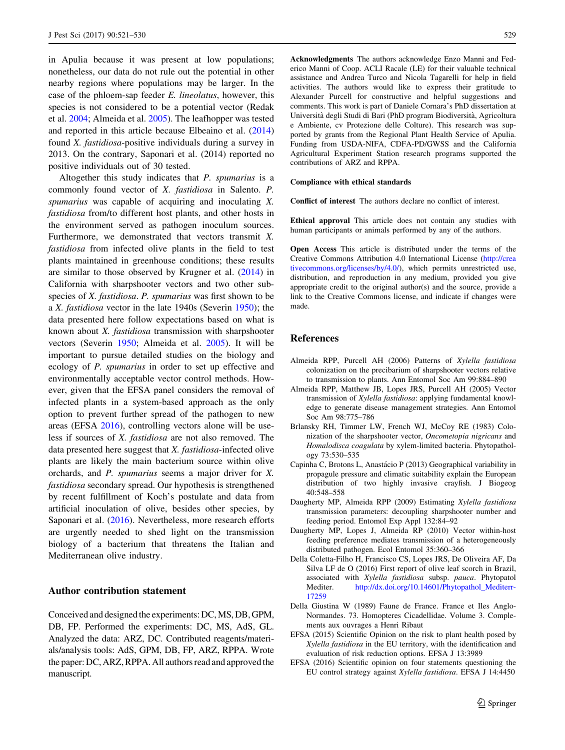in Apulia because it was present at low populations; nonetheless, our data do not rule out the potential in other nearby regions where populations may be larger. In the case of the phloem-sap feeder *E. lineolatus*, however, this species is not considered to be a potential vector (Redak et al. 2004; Almeida et al. 2005). The leafhopper was tested and reported in this article because Elbeaino et al. (2014) found *X. fastidiosa*-positive individuals during a survey in 2013. On the contrary, Saponari et al. (2014) reported no positive individuals out of 30 tested.

Altogether this study indicates that *P. spumarius* is a commonly found vector of *X. fastidiosa* in Salento. *P. spumarius* was capable of acquiring and inoculating *X. fastidiosa* from/to different host plants, and other hosts in the environment served as pathogen inoculum sources. Furthermore, we demonstrated that vectors transmit *X. fastidiosa* from infected olive plants in the field to test plants maintained in greenhouse conditions; these results are similar to those observed by Krugner et al. (2014) in California with sharpshooter vectors and two other subspecies of *X. fastidiosa*. *P. spumarius* was first shown to be a *X. fastidiosa* vector in the late 1940s (Severin 1950); the data presented here follow expectations based on what is known about *X. fastidiosa* transmission with sharpshooter vectors (Severin 1950; Almeida et al. 2005). It will be important to pursue detailed studies on the biology and ecology of *P. spumarius* in order to set up effective and environmentally acceptable vector control methods. However, given that the EFSA panel considers the removal of infected plants in a system-based approach as the only option to prevent further spread of the pathogen to new areas (EFSA 2016), controlling vectors alone will be useless if sources of *X. fastidiosa* are not also removed. The data presented here suggest that *X. fastidiosa*-infected olive plants are likely the main bacterium source within olive orchards, and *P. spumarius* seems a major driver for *X. fastidiosa* secondary spread. Our hypothesis is strengthened by recent fulfillment of Koch's postulate and data from artificial inoculation of olive, besides other species, by Saponari et al. (2016). Nevertheless, more research efforts are urgently needed to shed light on the transmission biology of a bacterium that threatens the Italian and Mediterranean olive industry.

## Author contribution statement

Conceived and designed the experiments: DC, MS, DB, GPM, DB, FP. Performed the experiments: DC, MS, AdS, GL. Analyzed the data: ARZ, DC. Contributed reagents/materials/analysis tools: AdS, GPM, DB, FP, ARZ, RPPA. Wrote the paper: DC, ARZ, RPPA. All authors read and approved the manuscript.

**Acknowledgments** The authors acknowledge Enzo Manni and Federico Manni of Coop. ACLI Racale (LE) for their valuable technical assistance and Andrea Turco and Nicola Tagarelli for help in field activities. The authors would like to express their gratitude to Alexander Purcell for constructive and helpful suggestions and comments. This work is part of Daniele Cornara's PhD dissertation at Università degli Studi di Bari (PhD program Biodiversità, Agricoltura e Ambiente, cv Protezione delle Colture). This research was supported by grants from the Regional Plant Health Service of Apulia. Funding from USDA-NIFA, CDFA-PD/GWSS and the California Agricultural Experiment Station research programs supported the contributions of ARZ and RPPA.

**Compliance with ethical standards**

**Conflict of interest** The authors declare no conflict of interest.

**Ethical approval** This article does not contain any studies with human participants or animals performed by any of the authors.

**Open Access** This article is distributed under the terms of the Creative Commons Attribution 4.0 International License (http://creativecommons.org/licenses/by/4.0/), which permits unrestricted use, distribution, and reproduction in any medium, provided you give appropriate credit to the original author(s) and the source, provide a link to the Creative Commons license, and indicate if changes were made.

## References

Almeida RPP, Purcell AH (2006) Patterns of *Xylella fastidiosa* colonization on the precibarium of sharpshooter vectors relative to transmission to plants. Ann Entomol Soc Am 99:884–890

Almeida RPP, Matthew JB, Lopes JRS, Purcell AH (2005) Vector transmission of *Xylella fastidiosa*: applying fundamental knowledge to generate disease management strategies. Ann Entomol Soc Am 98:775–786

Brlansky RH, Timmer LW, French WJ, McCoy RE (1983) Colonization of the sharpshooter vector, *Oncometopia nigricans* and *Homalodisca coagulata* by xylem-limited bacteria. Phytopathology 73:530–535

Capinha C, Brotons L, Anastácio P (2013) Geographical variability in propagule pressure and climatic suitability explain the European distribution of two highly invasive crayfish. J Biogeog 40:548–558

Daugherty MP, Almeida RPP (2009) Estimating *Xylella fastidiosa* transmission parameters: decoupling sharpshooter number and feeding period. Entomol Exp Appl 132:84–92

Daugherty MP, Lopes J, Almeida RP (2010) Vector within-host feeding preference mediates transmission of a heterogeneously distributed pathogen. Ecol Entomol 35:360–366

Della Coletta-Filho H, Francisco CS, Lopes JRS, De Oliveira AF, Da Silva LF de O (2016) First report of olive leaf scorch in Brazil, associated with *Xylella fastidiosa* subsp. *pauca*. Phytopatol Mediter. http://dx.doi.org/10.14601/Phytopathol_Mediterr-17259

Della Giustina W (1989) Faune de France. France et Iles Anglo-Normandes. 73. Homopteres Cicadellidae. Volume 3. Complements aux ouvrages a Henri Ribaut

EFSA (2015) Scientific Opinion on the risk to plant health posed by *Xylella fastidiosa* in the EU territory, with the identification and evaluation of risk reduction options. EFSA J 13:3989

EFSA (2016) Scientific opinion on four statements questioning the EU control strategy against *Xylella fastidiosa*. EFSA J 14:4450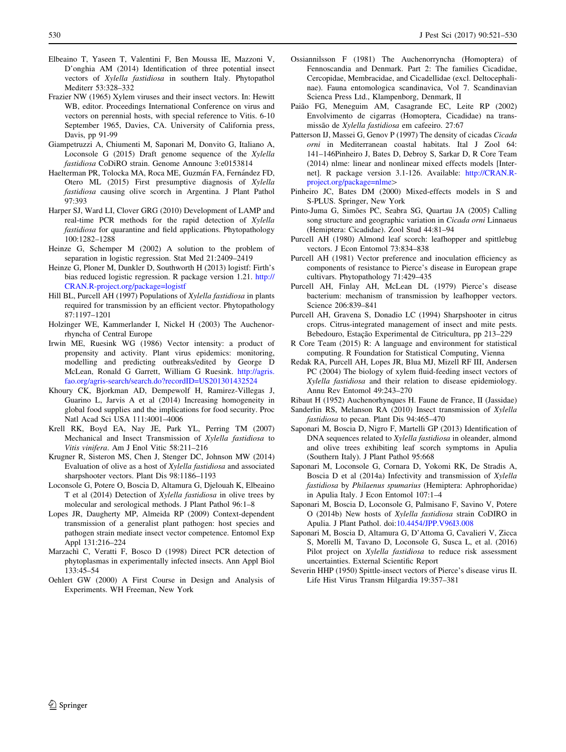Elbeaino T, Yaseen T, Valentini F, Ben Moussa IE, Mazzoni V, D'onghia AM (2014) Identification of three potential insect vectors of *Xylella fastidiosa* in southern Italy. Phytopathol Mediterr 53:328–332

Frazier NW (1965) Xylem viruses and their insect vectors. In: Hewitt WB, editor. Proceedings International Conference on virus and vectors on perennial hosts, with special reference to Vitis. 6-10 September 1965, Davies, CA. University of California press, Davis, pp 91-99

Giampetruzzi A, Chiumenti M, Saponari M, Donvito G, Italiano A, Loconsole G (2015) Draft genome sequence of the *Xylella fastidiosa* CoDiRO strain. Genome Announc 3:e0153814

Haelterman PR, Tolocka MA, Roca ME, Guzmán FA, Fernández FD, Otero ML (2015) First presumptive diagnosis of *Xylella fastidiosa* causing olive scorch in Argentina. J Plant Pathol 97:393

Harper SJ, Ward LI, Clover GRG (2010) Development of LAMP and real-time PCR methods for the rapid detection of *Xylella fastidiosa* for quarantine and field applications. Phytopathology 100:1282–1288

Heinze G, Schemper M (2002) A solution to the problem of separation in logistic regression. Stat Med 21:2409–2419

Heinze G, Ploner M, Dunkler D, Southworth H (2013) logistf: Firth's bias reduced logistic regression. R package version 1.21. http://CRAN.R-project.org/package=logistf

Hill BL, Purcell AH (1997) Populations of *Xylella fastidiosa* in plants required for transmission by an efficient vector. Phytopathology 87:1197–1201

Holzinger WE, Kammerlander I, Nickel H (2003) The Auchenorrhyncha of Central Europe

Irwin ME, Ruesink WG (1986) Vector intensity: a product of propensity and activity. Plant virus epidemics: monitoring, modelling and predicting outbreaks/edited by George D McLean, Ronald G Garrett, William G Ruesink. http://agris.fao.org/agris-search/search.do?recordID=US201301432524

Khoury CK, Bjorkman AD, Dempewolf H, Ramirez-Villegas J, Guarino L, Jarvis A et al (2014) Increasing homogeneity in global food supplies and the implications for food security. Proc Natl Acad Sci USA 111:4001–4006

Krell RK, Boyd EA, Nay JE, Park YL, Perring TM (2007) Mechanical and Insect Transmission of *Xylella fastidiosa* to *Vitis vinifera*. Am J Enol Vitic 58:211–216

Krugner R, Sisteron MS, Chen J, Stenger DC, Johnson MW (2014) Evaluation of olive as a host of *Xylella fastidiosa* and associated sharpshooter vectors. Plant Dis 98:1186–1193

Loconsole G, Potere O, Boscia D, Altamura G, Djelouah K, Elbeaino T et al (2014) Detection of *Xylella fastidiosa* in olive trees by molecular and serological methods. J Plant Pathol 96:1–8

Lopes JR, Daugherty MP, Almeida RP (2009) Context-dependent transmission of a generalist plant pathogen: host species and pathogen strain mediate insect vector competence. Entomol Exp Appl 131:216–224

Marzachì C, Veratti F, Bosco D (1998) Direct PCR detection of phytoplasmas in experimentally infected insects. Ann Appl Biol 133:45–54

Oehlert GW (2000) A First Course in Design and Analysis of Experiments. WH Freeman, New York

Ossiannilsson F (1981) The Auchenorryncha (Homoptera) of Fennoscandia and Denmark. Part 2: The families Cicadidae, Cercopidae, Membracidae, and Cicadellidae (excl. Deltocephalinae). Fauna entomologica scandinavica, Vol 7. Scandinavian Scienca Press Ltd., Klampenborg, Denmark, II

Paião FG, Meneguim AM, Casagrande EC, Leite RP (2002) Envolvimento de cigarras (Homoptera, Cicadidae) na transmissão de *Xylella fastidiosa* em cafeeiro. 27:67

Patterson IJ, Massei G, Genov P (1997) The density of cicadas *Cicada orni* in Mediterranean coastal habitats. Ital J Zool 64: 141–146Pinheiro J, Bates D, Debroy S, Sarkar D, R Core Team (2014) nlme: linear and nonlinear mixed effects models [Internet]. R package version 3.1-126. Available: http://CRAN.R-project.org/package=nlme>

Pinheiro JC, Bates DM (2000) Mixed-effects models in S and S-PLUS. Springer, New York

Pinto-Juma G, Simões PC, Seabra SG, Quartau JA (2005) Calling song structure and geographic variation in *Cicada orni* Linnaeus (Hemiptera: Cicadidae). Zool Stud 44:81–94

Purcell AH (1980) Almond leaf scorch: leafhopper and spittlebug vectors. J Econ Entomol 73:834–838

Purcell AH (1981) Vector preference and inoculation efficiency as components of resistance to Pierce's disease in European grape cultivars. Phytopathology 71:429–435

Purcell AH, Finlay AH, McLean DL (1979) Pierce's disease bacterium: mechanism of transmission by leafhopper vectors. Science 206:839–841

Purcell AH, Gravena S, Donadio LC (1994) Sharpshooter in citrus crops. Citrus-integrated management of insect and mite pests. Bebedouro, Estação Experimental de Citricultura, pp 213–229

R Core Team (2015) R: A language and environment for statistical computing. R Foundation for Statistical Computing, Vienna

Redak RA, Purcell AH, Lopes JR, Blua MJ, Mizell RF III, Andersen PC (2004) The biology of xylem fluid-feeding insect vectors of *Xylella fastidiosa* and their relation to disease epidemiology. Annu Rev Entomol 49:243–270

Ribaut H (1952) Auchenorhynques H. Faune de France, II (Jassidae)

Sanderlin RS, Melanson RA (2010) Insect transmission of *Xylella fastidiosa* to pecan. Plant Dis 94:465–470

Saponari M, Boscia D, Nigro F, Martelli GP (2013) Identification of DNA sequences related to *Xylella fastidiosa* in oleander, almond and olive trees exhibiting leaf scorch symptoms in Apulia (Southern Italy). J Plant Pathol 95:668

Saponari M, Loconsole G, Cornara D, Yokomi RK, De Stradis A, Boscia D et al (2014a) Infectivity and transmission of *Xylella fastidiosa* by *Philaenus spumarius* (Hemiptera: Aphrophoridae) in Apulia Italy. J Econ Entomol 107:1–4

Saponari M, Boscia D, Loconsole G, Palmisano F, Savino V, Potere O (2014b) New hosts of *Xylella fastidiosa* strain CoDIRO in Apulia. J Plant Pathol. doi:10.4454/JPP.V96I3.008

Saponari M, Boscia D, Altamura G, D'Attoma G, Cavalieri V, Zicca S, Morelli M, Tavano D, Loconsole G, Susca L, et al. (2016) Pilot project on *Xylella fastidiosa* to reduce risk assessment uncertainties. External Scientific Report

Severin HHP (1950) Spittle-insect vectors of Pierce's disease virus II. Life Hist Virus Transm Hilgardia 19:357–381